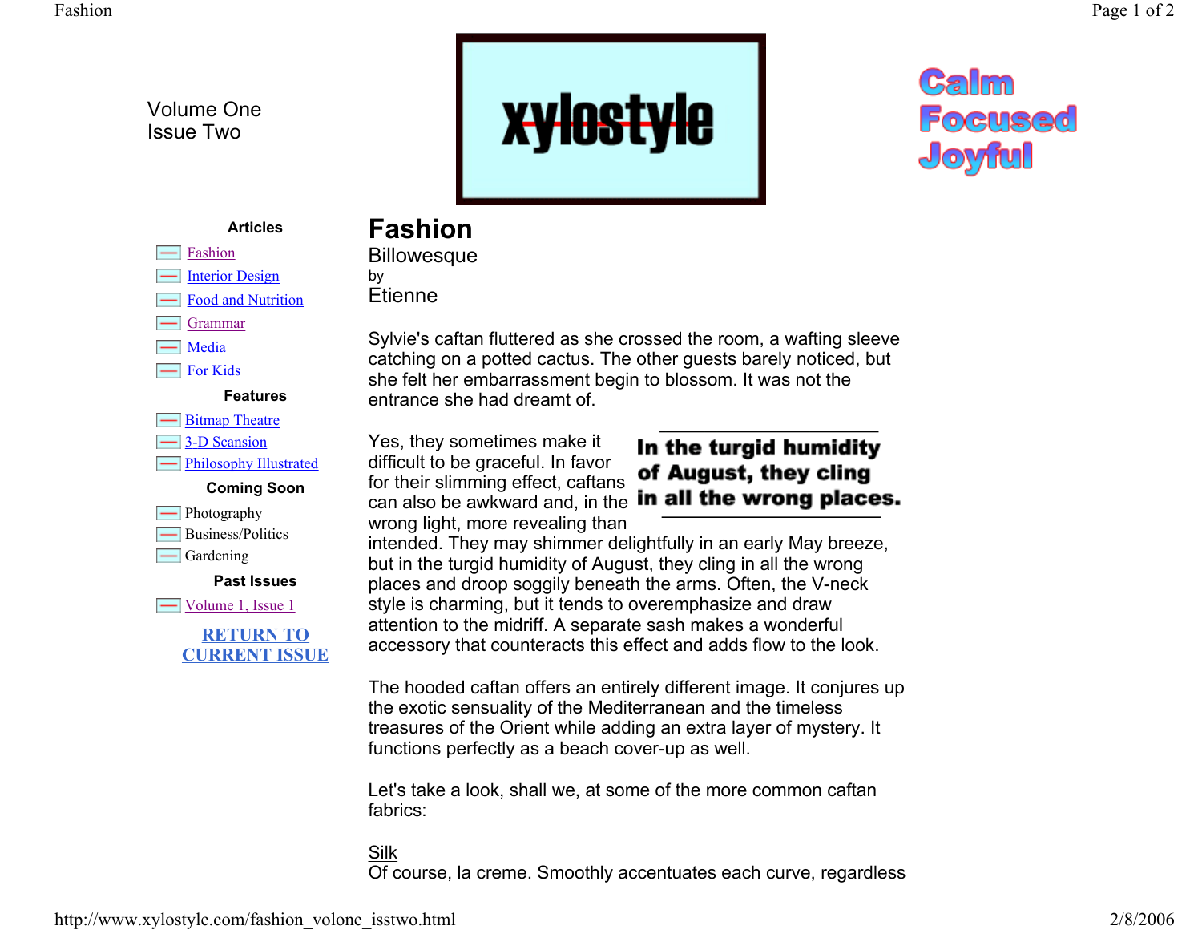Volume One
Issue Two

xylostyle

Calm
Focused
Joyful

**Articles**

- Fashion
- Interior Design
- Food and Nutrition
- Grammar
- Media
- For Kids

**Features**

- Bitmap Theatre
- 3-D Scansion
- Philosophy Illustrated

**Coming Soon**

- Photography
- Business/Politics
- Gardening

**Past Issues**

- Volume 1, Issue 1

**RETURN TO CURRENT ISSUE**

# Fashion

Billowesque

by

Etienne

Sylvie's caftan fluttered as she crossed the room, a wafting sleeve catching on a potted cactus. The other guests barely noticed, but she felt her embarrassment begin to blossom. It was not the entrance she had dreamt of.

> **In the turgid humidity of August, they cling in all the wrong places.**

Yes, they sometimes make it difficult to be graceful. In favor for their slimming effect, caftans can also be awkward and, in the wrong light, more revealing than intended. They may shimmer delightfully in an early May breeze, but in the turgid humidity of August, they cling in all the wrong places and droop soggily beneath the arms. Often, the V-neck style is charming, but it tends to overemphasize and draw attention to the midriff. A separate sash makes a wonderful accessory that counteracts this effect and adds flow to the look.

The hooded caftan offers an entirely different image. It conjures up the exotic sensuality of the Mediterranean and the timeless treasures of the Orient while adding an extra layer of mystery. It functions perfectly as a beach cover-up as well.

Let's take a look, shall we, at some of the more common caftan fabrics:

Silk

Of course, la creme. Smoothly accentuates each curve, regardless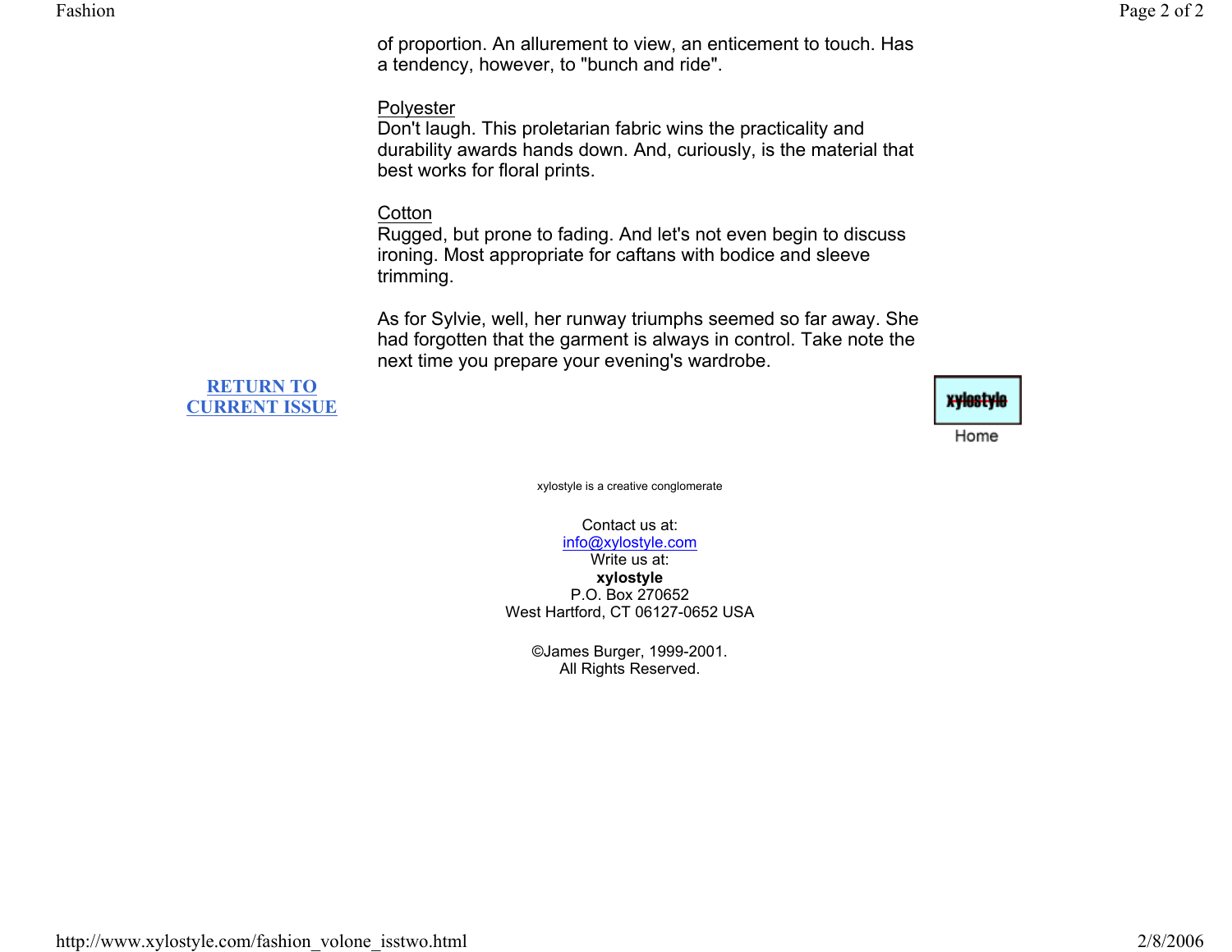of proportion. An allurement to view, an enticement to touch. Has a tendency, however, to "bunch and ride".

Polyester

Don't laugh. This proletarian fabric wins the practicality and durability awards hands down. And, curiously, is the material that best works for floral prints.

Cotton

Rugged, but prone to fading. And let's not even begin to discuss ironing. Most appropriate for caftans with bodice and sleeve trimming.

As for Sylvie, well, her runway triumphs seemed so far away. She had forgotten that the garment is always in control. Take note the next time you prepare your evening's wardrobe.

**RETURN TO CURRENT ISSUE**

xylostyle

Home

xylostyle is a creative conglomerate

Contact us at:
info@xylostyle.com
Write us at:
**xylostyle**
P.O. Box 270652
West Hartford, CT 06127-0652 USA

©James Burger, 1999-2001.
All Rights Reserved.